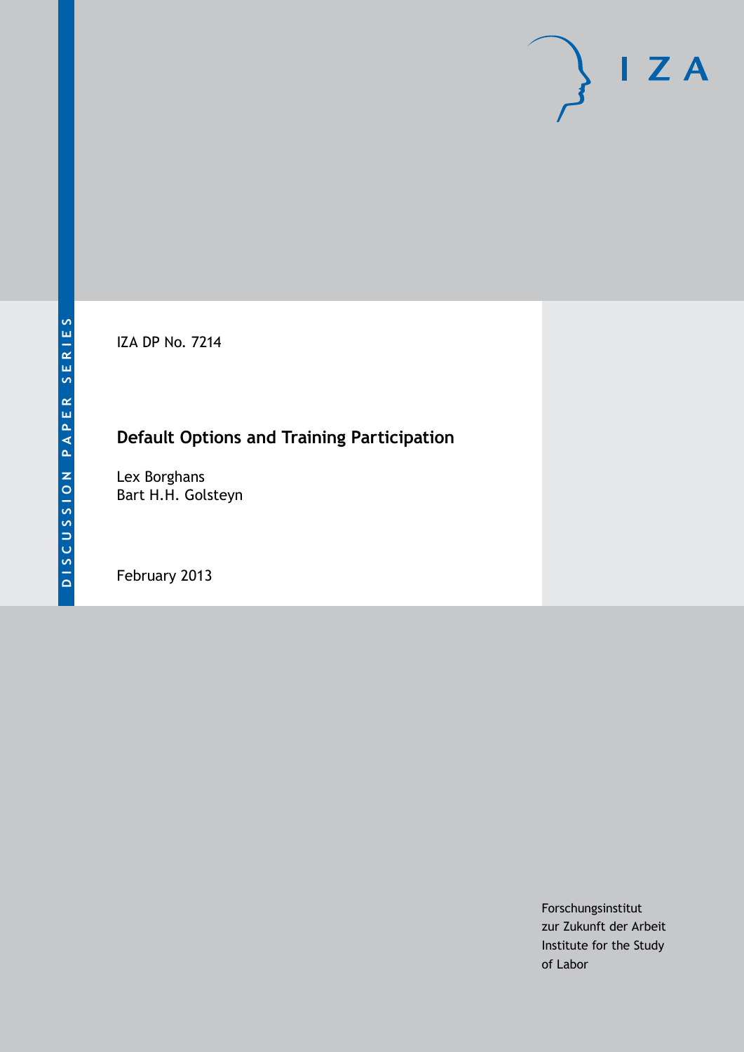DISCUSSION PAPER SERIES

IZA

IZA DP No. 7214

# Default Options and Training Participation

Lex Borghans
Bart H.H. Golsteyn

February 2013

Forschungsinstitut
zur Zukunft der Arbeit
Institute for the Study
of Labor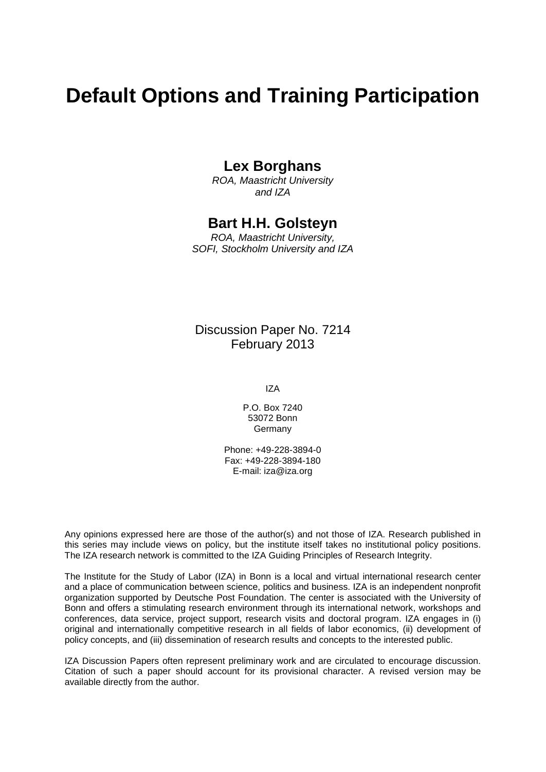# Default Options and Training Participation

**Lex Borghans**

*ROA, Maastricht University and IZA*

**Bart H.H. Golsteyn**

*ROA, Maastricht University, SOFI, Stockholm University and IZA*

Discussion Paper No. 7214
February 2013

IZA

P.O. Box 7240
53072 Bonn
Germany

Phone: +49-228-3894-0
Fax: +49-228-3894-180
E-mail: iza@iza.org

Any opinions expressed here are those of the author(s) and not those of IZA. Research published in this series may include views on policy, but the institute itself takes no institutional policy positions. The IZA research network is committed to the IZA Guiding Principles of Research Integrity.

The Institute for the Study of Labor (IZA) in Bonn is a local and virtual international research center and a place of communication between science, politics and business. IZA is an independent nonprofit organization supported by Deutsche Post Foundation. The center is associated with the University of Bonn and offers a stimulating research environment through its international network, workshops and conferences, data service, project support, research visits and doctoral program. IZA engages in (i) original and internationally competitive research in all fields of labor economics, (ii) development of policy concepts, and (iii) dissemination of research results and concepts to the interested public.

IZA Discussion Papers often represent preliminary work and are circulated to encourage discussion. Citation of such a paper should account for its provisional character. A revised version may be available directly from the author.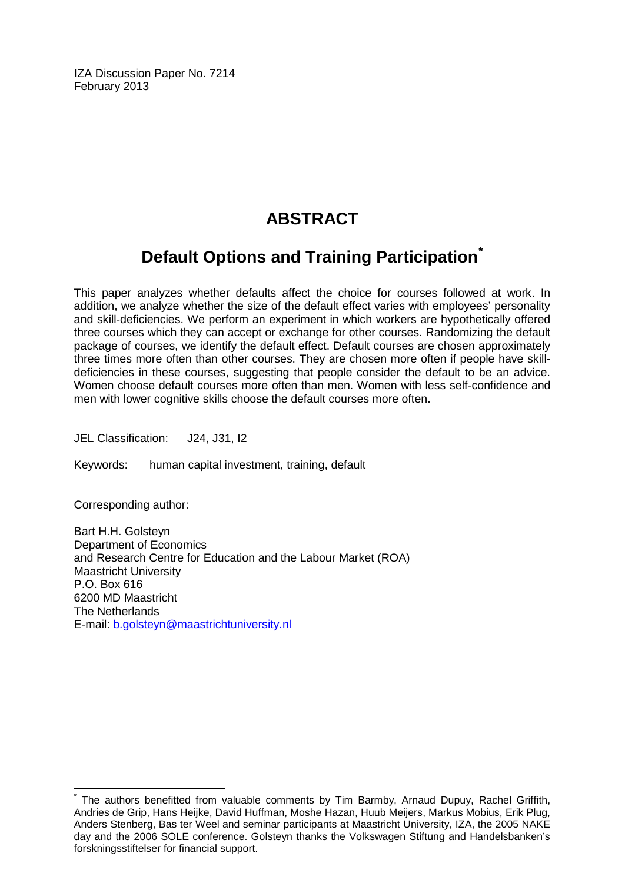IZA Discussion Paper No. 7214
February 2013

# ABSTRACT

## Default Options and Training Participation[*]

This paper analyzes whether defaults affect the choice for courses followed at work. In addition, we analyze whether the size of the default effect varies with employees' personality and skill-deficiencies. We perform an experiment in which workers are hypothetically offered three courses which they can accept or exchange for other courses. Randomizing the default package of courses, we identify the default effect. Default courses are chosen approximately three times more often than other courses. They are chosen more often if people have skill-deficiencies in these courses, suggesting that people consider the default to be an advice. Women choose default courses more often than men. Women with less self-confidence and men with lower cognitive skills choose the default courses more often.

JEL Classification: J24, J31, I2

Keywords: human capital investment, training, default

Corresponding author:

Bart H.H. Golsteyn
Department of Economics
and Research Centre for Education and the Labour Market (ROA)
Maastricht University
P.O. Box 616
6200 MD Maastricht
The Netherlands
E-mail: b.golsteyn@maastrichtuniversity.nl

---

[*] The authors benefitted from valuable comments by Tim Barmby, Arnaud Dupuy, Rachel Griffith, Andries de Grip, Hans Heijke, David Huffman, Moshe Hazan, Huub Meijers, Markus Mobius, Erik Plug, Anders Stenberg, Bas ter Weel and seminar participants at Maastricht University, IZA, the 2005 NAKE day and the 2006 SOLE conference. Golsteyn thanks the Volkswagen Stiftung and Handelsbanken's forskningsstiftelser for financial support.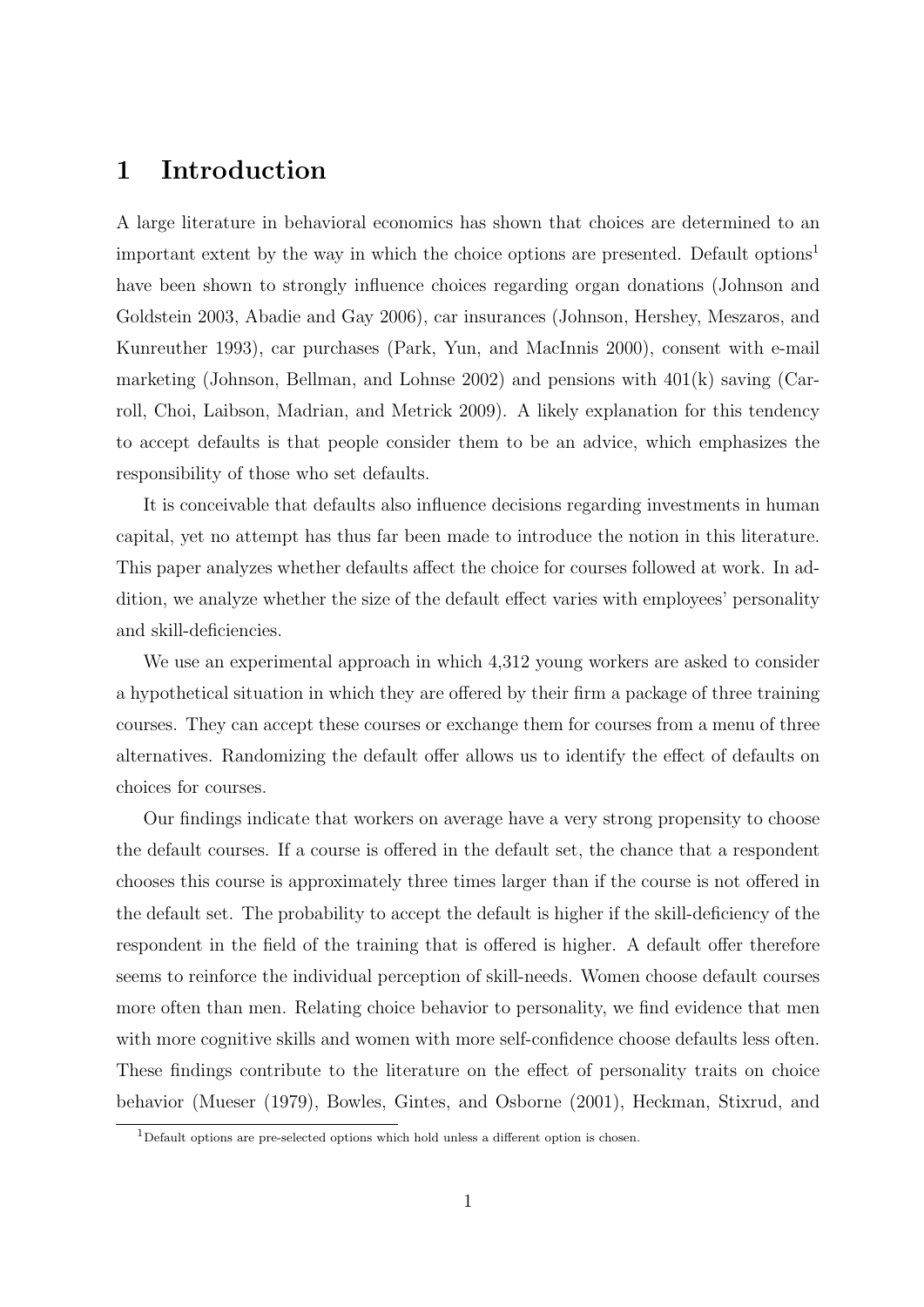# 1 Introduction

A large literature in behavioral economics has shown that choices are determined to an important extent by the way in which the choice options are presented. Default options[1] have been shown to strongly influence choices regarding organ donations (Johnson and Goldstein 2003, Abadie and Gay 2006), car insurances (Johnson, Hershey, Meszaros, and Kunreuther 1993), car purchases (Park, Yun, and MacInnis 2000), consent with e-mail marketing (Johnson, Bellman, and Lohnse 2002) and pensions with 401(k) saving (Carroll, Choi, Laibson, Madrian, and Metrick 2009). A likely explanation for this tendency to accept defaults is that people consider them to be an advice, which emphasizes the responsibility of those who set defaults.

It is conceivable that defaults also influence decisions regarding investments in human capital, yet no attempt has thus far been made to introduce the notion in this literature. This paper analyzes whether defaults affect the choice for courses followed at work. In addition, we analyze whether the size of the default effect varies with employees' personality and skill-deficiencies.

We use an experimental approach in which 4,312 young workers are asked to consider a hypothetical situation in which they are offered by their firm a package of three training courses. They can accept these courses or exchange them for courses from a menu of three alternatives. Randomizing the default offer allows us to identify the effect of defaults on choices for courses.

Our findings indicate that workers on average have a very strong propensity to choose the default courses. If a course is offered in the default set, the chance that a respondent chooses this course is approximately three times larger than if the course is not offered in the default set. The probability to accept the default is higher if the skill-deficiency of the respondent in the field of the training that is offered is higher. A default offer therefore seems to reinforce the individual perception of skill-needs. Women choose default courses more often than men. Relating choice behavior to personality, we find evidence that men with more cognitive skills and women with more self-confidence choose defaults less often. These findings contribute to the literature on the effect of personality traits on choice behavior (Mueser (1979), Bowles, Gintes, and Osborne (2001), Heckman, Stixrud, and

[1] Default options are pre-selected options which hold unless a different option is chosen.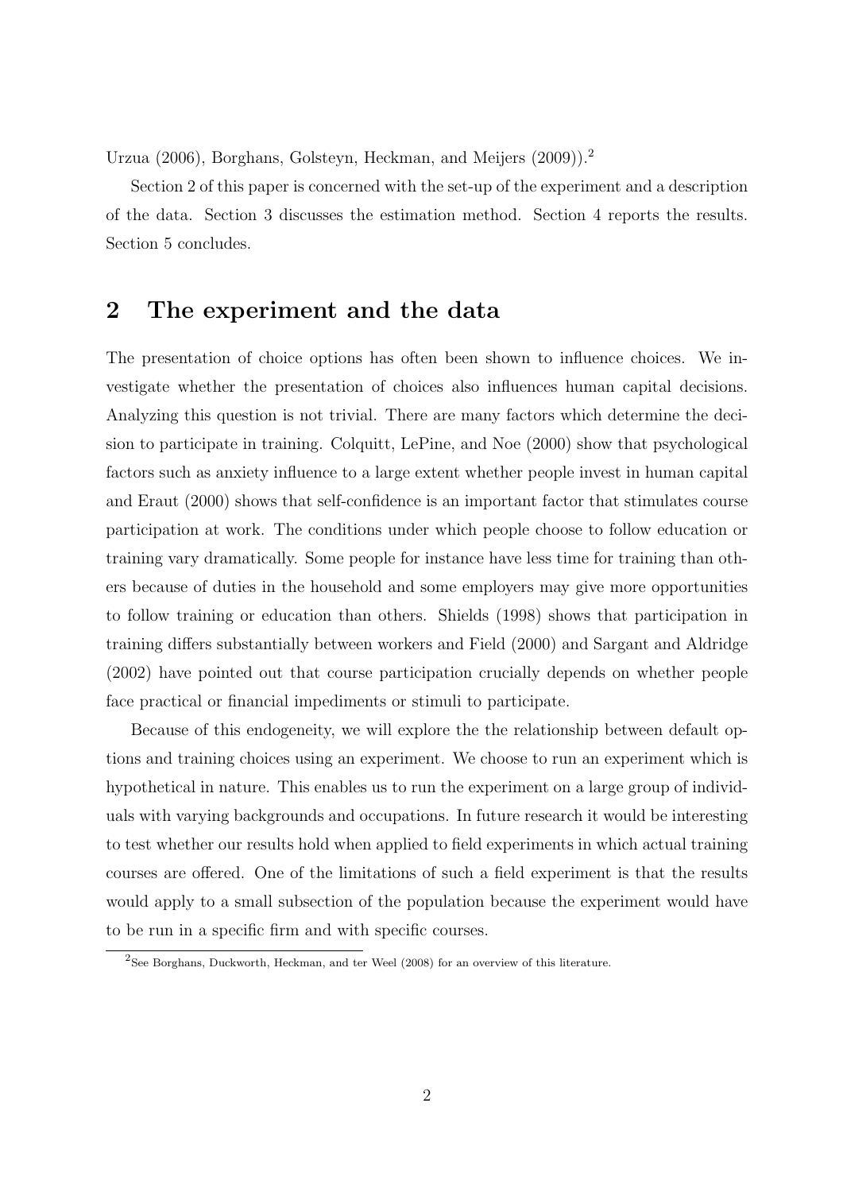Urzua (2006), Borghans, Golsteyn, Heckman, and Meijers (2009)).[2]

Section 2 of this paper is concerned with the set-up of the experiment and a description of the data. Section 3 discusses the estimation method. Section 4 reports the results. Section 5 concludes.

## 2 The experiment and the data

The presentation of choice options has often been shown to influence choices. We investigate whether the presentation of choices also influences human capital decisions. Analyzing this question is not trivial. There are many factors which determine the decision to participate in training. Colquitt, LePine, and Noe (2000) show that psychological factors such as anxiety influence to a large extent whether people invest in human capital and Eraut (2000) shows that self-confidence is an important factor that stimulates course participation at work. The conditions under which people choose to follow education or training vary dramatically. Some people for instance have less time for training than others because of duties in the household and some employers may give more opportunities to follow training or education than others. Shields (1998) shows that participation in training differs substantially between workers and Field (2000) and Sargant and Aldridge (2002) have pointed out that course participation crucially depends on whether people face practical or financial impediments or stimuli to participate.

Because of this endogeneity, we will explore the the relationship between default options and training choices using an experiment. We choose to run an experiment which is hypothetical in nature. This enables us to run the experiment on a large group of individuals with varying backgrounds and occupations. In future research it would be interesting to test whether our results hold when applied to field experiments in which actual training courses are offered. One of the limitations of such a field experiment is that the results would apply to a small subsection of the population because the experiment would have to be run in a specific firm and with specific courses.

[2] See Borghans, Duckworth, Heckman, and ter Weel (2008) for an overview of this literature.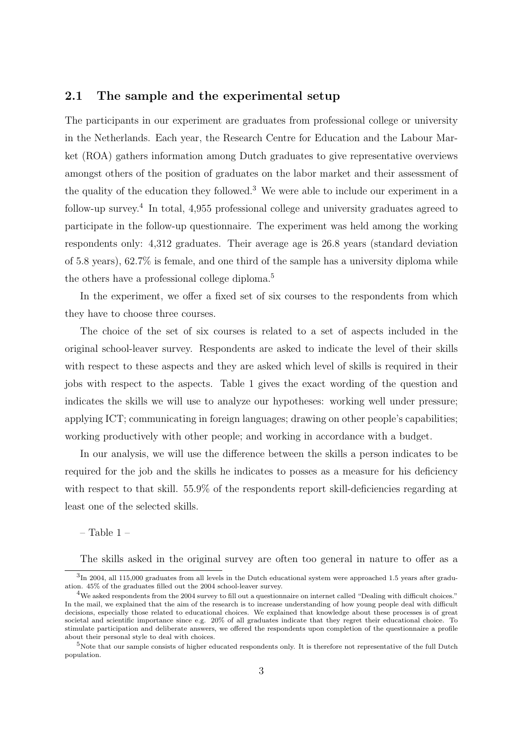## 2.1 The sample and the experimental setup

The participants in our experiment are graduates from professional college or university in the Netherlands. Each year, the Research Centre for Education and the Labour Market (ROA) gathers information among Dutch graduates to give representative overviews amongst others of the position of graduates on the labor market and their assessment of the quality of the education they followed.[3] We were able to include our experiment in a follow-up survey.[4] In total, 4,955 professional college and university graduates agreed to participate in the follow-up questionnaire. The experiment was held among the working respondents only: 4,312 graduates. Their average age is 26.8 years (standard deviation of 5.8 years), 62.7% is female, and one third of the sample has a university diploma while the others have a professional college diploma.[5]

In the experiment, we offer a fixed set of six courses to the respondents from which they have to choose three courses.

The choice of the set of six courses is related to a set of aspects included in the original school-leaver survey. Respondents are asked to indicate the level of their skills with respect to these aspects and they are asked which level of skills is required in their jobs with respect to the aspects. Table 1 gives the exact wording of the question and indicates the skills we will use to analyze our hypotheses: working well under pressure; applying ICT; communicating in foreign languages; drawing on other people's capabilities; working productively with other people; and working in accordance with a budget.

In our analysis, we will use the difference between the skills a person indicates to be required for the job and the skills he indicates to posses as a measure for his deficiency with respect to that skill. 55.9% of the respondents report skill-deficiencies regarding at least one of the selected skills.

– Table 1 –

The skills asked in the original survey are often too general in nature to offer as a

---

[3] In 2004, all 115,000 graduates from all levels in the Dutch educational system were approached 1.5 years after graduation. 45% of the graduates filled out the 2004 school-leaver survey.

[4] We asked respondents from the 2004 survey to fill out a questionnaire on internet called "Dealing with difficult choices." In the mail, we explained that the aim of the research is to increase understanding of how young people deal with difficult decisions, especially those related to educational choices. We explained that knowledge about these processes is of great societal and scientific importance since e.g. 20% of all graduates indicate that they regret their educational choice. To stimulate participation and deliberate answers, we offered the respondents upon completion of the questionnaire a profile about their personal style to deal with choices.

[5] Note that our sample consists of higher educated respondents only. It is therefore not representative of the full Dutch population.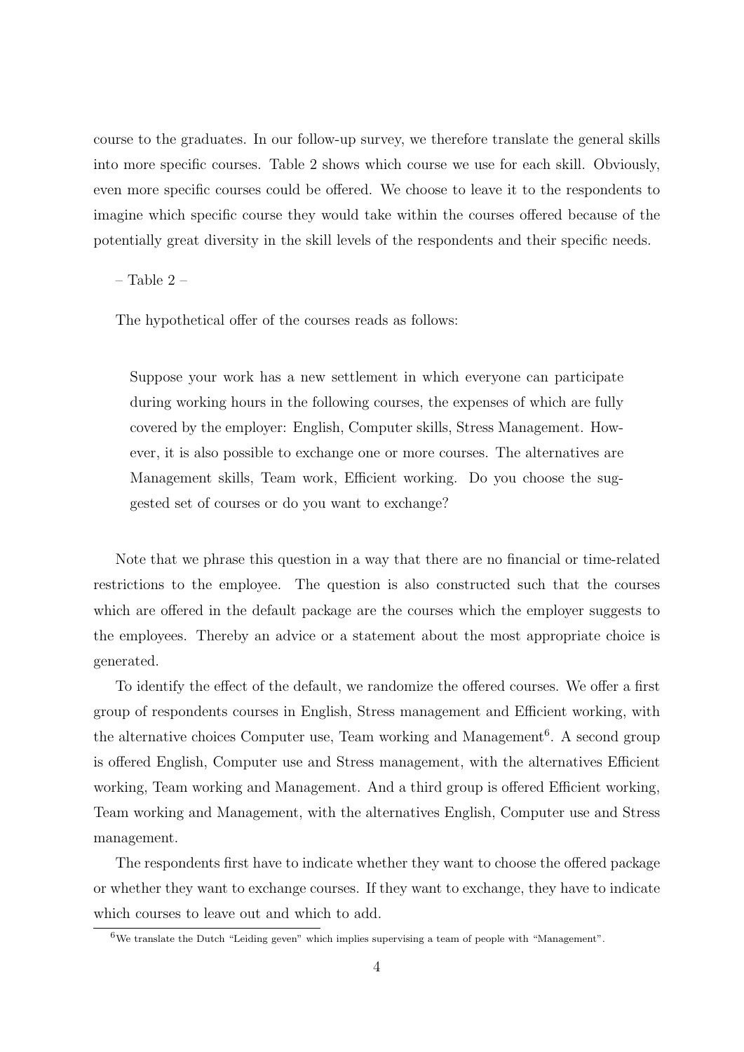course to the graduates. In our follow-up survey, we therefore translate the general skills into more specific courses. Table 2 shows which course we use for each skill. Obviously, even more specific courses could be offered. We choose to leave it to the respondents to imagine which specific course they would take within the courses offered because of the potentially great diversity in the skill levels of the respondents and their specific needs.

– Table 2 –

The hypothetical offer of the courses reads as follows:

> Suppose your work has a new settlement in which everyone can participate during working hours in the following courses, the expenses of which are fully covered by the employer: English, Computer skills, Stress Management. However, it is also possible to exchange one or more courses. The alternatives are Management skills, Team work, Efficient working. Do you choose the suggested set of courses or do you want to exchange?

Note that we phrase this question in a way that there are no financial or time-related restrictions to the employee. The question is also constructed such that the courses which are offered in the default package are the courses which the employer suggests to the employees. Thereby an advice or a statement about the most appropriate choice is generated.

To identify the effect of the default, we randomize the offered courses. We offer a first group of respondents courses in English, Stress management and Efficient working, with the alternative choices Computer use, Team working and Management[6]. A second group is offered English, Computer use and Stress management, with the alternatives Efficient working, Team working and Management. And a third group is offered Efficient working, Team working and Management, with the alternatives English, Computer use and Stress management.

The respondents first have to indicate whether they want to choose the offered package or whether they want to exchange courses. If they want to exchange, they have to indicate which courses to leave out and which to add.

[6] We translate the Dutch "Leiding geven" which implies supervising a team of people with "Management".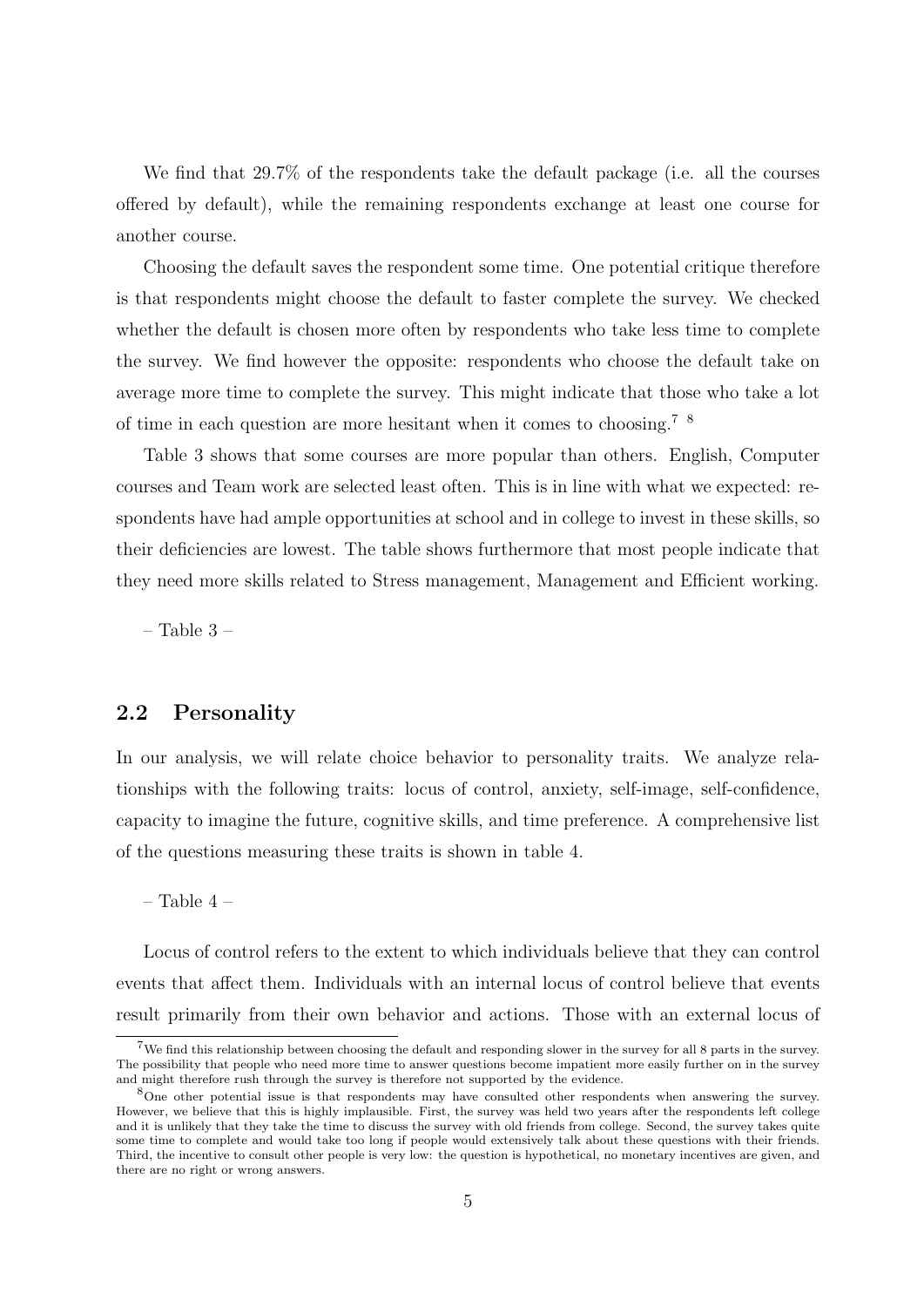We find that 29.7% of the respondents take the default package (i.e. all the courses offered by default), while the remaining respondents exchange at least one course for another course.

Choosing the default saves the respondent some time. One potential critique therefore is that respondents might choose the default to faster complete the survey. We checked whether the default is chosen more often by respondents who take less time to complete the survey. We find however the opposite: respondents who choose the default take on average more time to complete the survey. This might indicate that those who take a lot of time in each question are more hesitant when it comes to choosing.[7] [8]

Table 3 shows that some courses are more popular than others. English, Computer courses and Team work are selected least often. This is in line with what we expected: respondents have had ample opportunities at school and in college to invest in these skills, so their deficiencies are lowest. The table shows furthermore that most people indicate that they need more skills related to Stress management, Management and Efficient working.

– Table 3 –

## 2.2 Personality

In our analysis, we will relate choice behavior to personality traits. We analyze relationships with the following traits: locus of control, anxiety, self-image, self-confidence, capacity to imagine the future, cognitive skills, and time preference. A comprehensive list of the questions measuring these traits is shown in table 4.

– Table 4 –

Locus of control refers to the extent to which individuals believe that they can control events that affect them. Individuals with an internal locus of control believe that events result primarily from their own behavior and actions. Those with an external locus of

[7] We find this relationship between choosing the default and responding slower in the survey for all 8 parts in the survey. The possibility that people who need more time to answer questions become impatient more easily further on in the survey and might therefore rush through the survey is therefore not supported by the evidence.

[8] One other potential issue is that respondents may have consulted other respondents when answering the survey. However, we believe that this is highly implausible. First, the survey was held two years after the respondents left college and it is unlikely that they take the time to discuss the survey with old friends from college. Second, the survey takes quite some time to complete and would take too long if people would extensively talk about these questions with their friends. Third, the incentive to consult other people is very low: the question is hypothetical, no monetary incentives are given, and there are no right or wrong answers.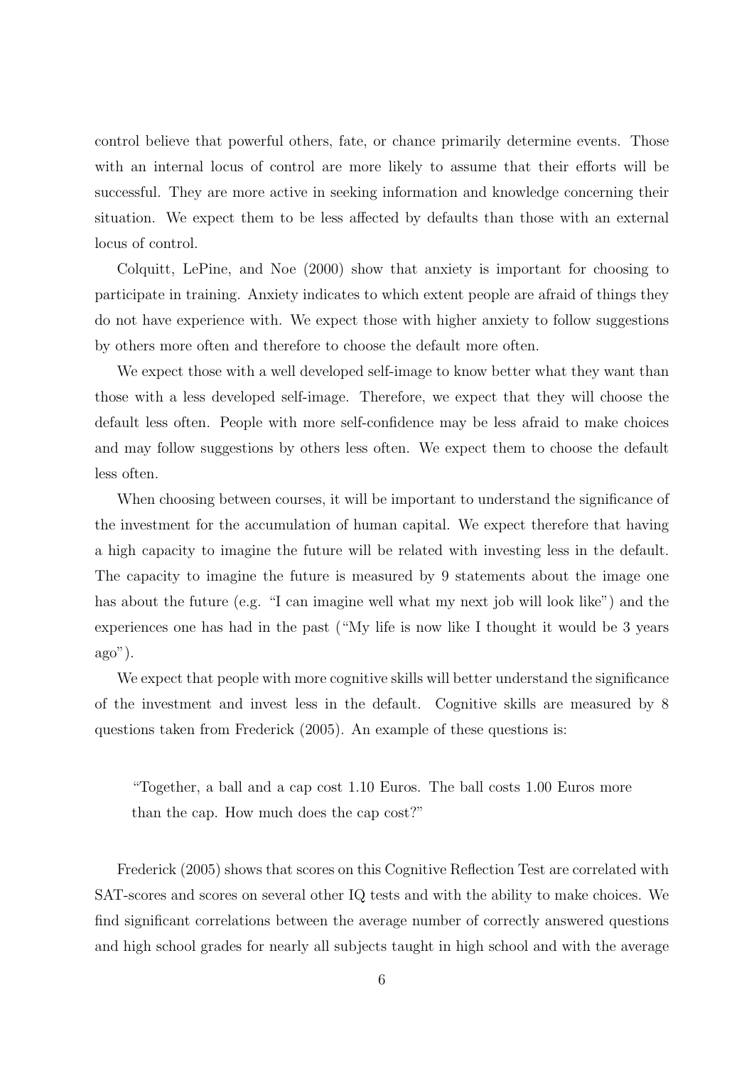control believe that powerful others, fate, or chance primarily determine events. Those with an internal locus of control are more likely to assume that their efforts will be successful. They are more active in seeking information and knowledge concerning their situation. We expect them to be less affected by defaults than those with an external locus of control.

Colquitt, LePine, and Noe (2000) show that anxiety is important for choosing to participate in training. Anxiety indicates to which extent people are afraid of things they do not have experience with. We expect those with higher anxiety to follow suggestions by others more often and therefore to choose the default more often.

We expect those with a well developed self-image to know better what they want than those with a less developed self-image. Therefore, we expect that they will choose the default less often. People with more self-confidence may be less afraid to make choices and may follow suggestions by others less often. We expect them to choose the default less often.

When choosing between courses, it will be important to understand the significance of the investment for the accumulation of human capital. We expect therefore that having a high capacity to imagine the future will be related with investing less in the default. The capacity to imagine the future is measured by 9 statements about the image one has about the future (e.g. "I can imagine well what my next job will look like") and the experiences one has had in the past ("My life is now like I thought it would be 3 years ago").

We expect that people with more cognitive skills will better understand the significance of the investment and invest less in the default. Cognitive skills are measured by 8 questions taken from Frederick (2005). An example of these questions is:

> "Together, a ball and a cap cost 1.10 Euros. The ball costs 1.00 Euros more than the cap. How much does the cap cost?"

Frederick (2005) shows that scores on this Cognitive Reflection Test are correlated with SAT-scores and scores on several other IQ tests and with the ability to make choices. We find significant correlations between the average number of correctly answered questions and high school grades for nearly all subjects taught in high school and with the average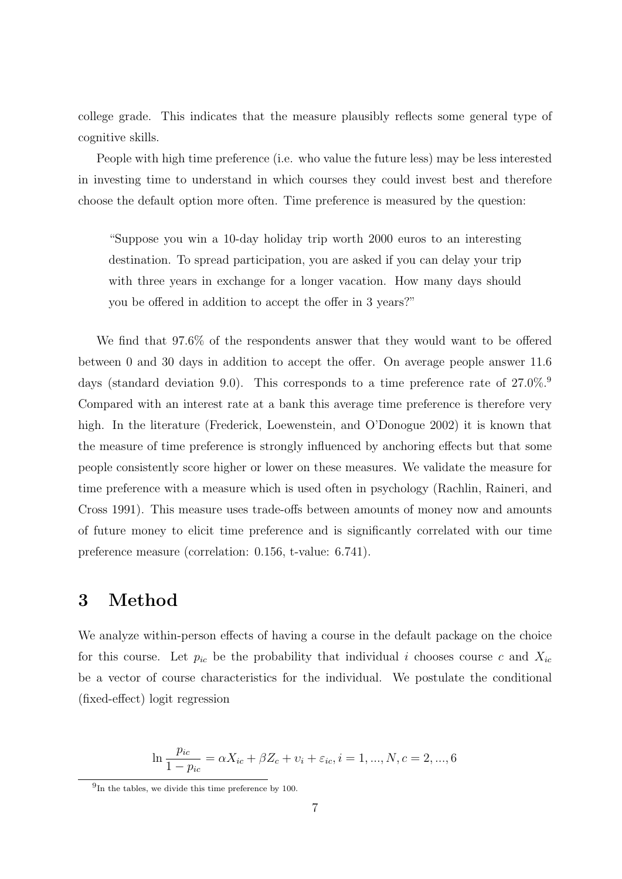college grade. This indicates that the measure plausibly reflects some general type of cognitive skills.

People with high time preference (i.e. who value the future less) may be less interested in investing time to understand in which courses they could invest best and therefore choose the default option more often. Time preference is measured by the question:

> "Suppose you win a 10-day holiday trip worth 2000 euros to an interesting destination. To spread participation, you are asked if you can delay your trip with three years in exchange for a longer vacation. How many days should you be offered in addition to accept the offer in 3 years?"

We find that 97.6% of the respondents answer that they would want to be offered between 0 and 30 days in addition to accept the offer. On average people answer 11.6 days (standard deviation 9.0). This corresponds to a time preference rate of 27.0%.[9] Compared with an interest rate at a bank this average time preference is therefore very high. In the literature (Frederick, Loewenstein, and O'Donogue 2002) it is known that the measure of time preference is strongly influenced by anchoring effects but that some people consistently score higher or lower on these measures. We validate the measure for time preference with a measure which is used often in psychology (Rachlin, Raineri, and Cross 1991). This measure uses trade-offs between amounts of money now and amounts of future money to elicit time preference and is significantly correlated with our time preference measure (correlation: 0.156, t-value: 6.741).

# 3 Method

We analyze within-person effects of having a course in the default package on the choice for this course. Let $p_{ic}$ be the probability that individual $i$ chooses course $c$ and $X_{ic}$ be a vector of course characteristics for the individual. We postulate the conditional (fixed-effect) logit regression

$$\ln \frac{p_{ic}}{1 - p_{ic}} = \alpha X_{ic} + \beta Z_c + \upsilon_i + \varepsilon_{ic}, i = 1, ..., N, c = 2, ..., 6$$

[9] In the tables, we divide this time preference by 100.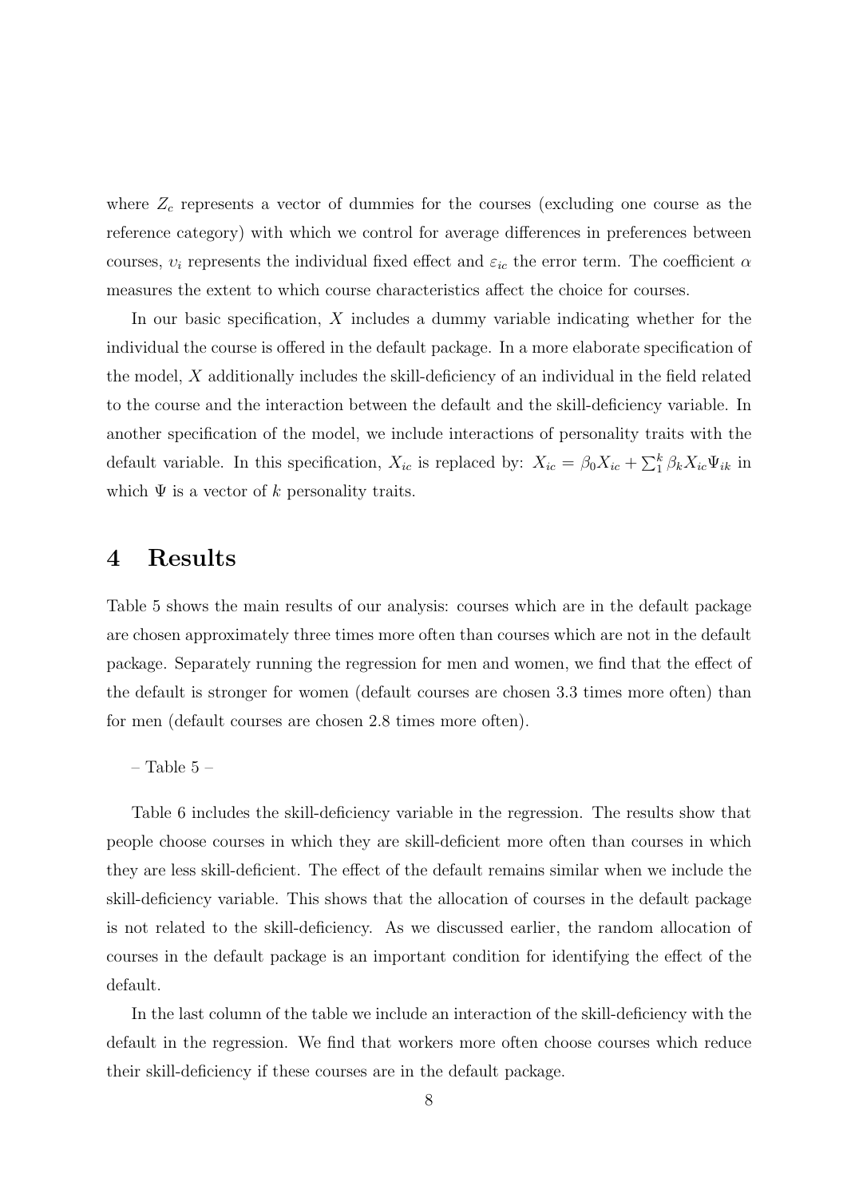where $Z_c$ represents a vector of dummies for the courses (excluding one course as the reference category) with which we control for average differences in preferences between courses, $\upsilon_i$ represents the individual fixed effect and $\varepsilon_{ic}$ the error term. The coefficient $\alpha$ measures the extent to which course characteristics affect the choice for courses.

In our basic specification, $X$ includes a dummy variable indicating whether for the individual the course is offered in the default package. In a more elaborate specification of the model, $X$ additionally includes the skill-deficiency of an individual in the field related to the course and the interaction between the default and the skill-deficiency variable. In another specification of the model, we include interactions of personality traits with the default variable. In this specification, $X_{ic}$ is replaced by: $X_{ic} = \beta_0 X_{ic} + \sum_1^k \beta_k X_{ic} \Psi_{ik}$ in which $\Psi$ is a vector of $k$ personality traits.

# 4 Results

Table 5 shows the main results of our analysis: courses which are in the default package are chosen approximately three times more often than courses which are not in the default package. Separately running the regression for men and women, we find that the effect of the default is stronger for women (default courses are chosen 3.3 times more often) than for men (default courses are chosen 2.8 times more often).

– Table 5 –

Table 6 includes the skill-deficiency variable in the regression. The results show that people choose courses in which they are skill-deficient more often than courses in which they are less skill-deficient. The effect of the default remains similar when we include the skill-deficiency variable. This shows that the allocation of courses in the default package is not related to the skill-deficiency. As we discussed earlier, the random allocation of courses in the default package is an important condition for identifying the effect of the default.

In the last column of the table we include an interaction of the skill-deficiency with the default in the regression. We find that workers more often choose courses which reduce their skill-deficiency if these courses are in the default package.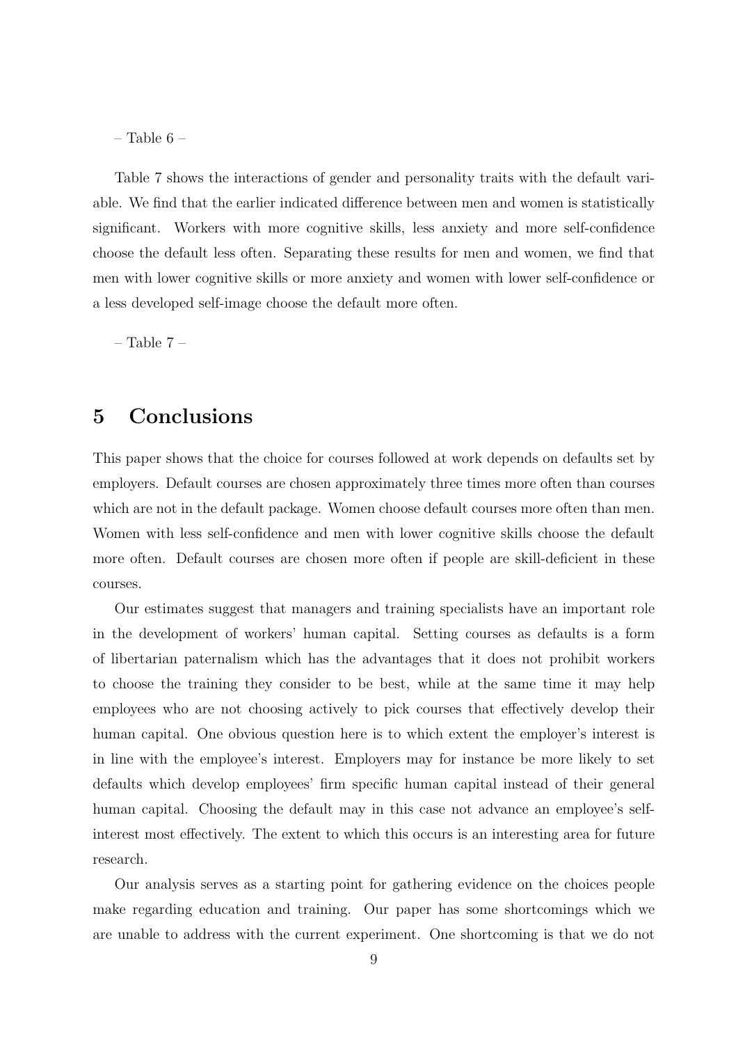– Table 6 –

Table 7 shows the interactions of gender and personality traits with the default variable. We find that the earlier indicated difference between men and women is statistically significant. Workers with more cognitive skills, less anxiety and more self-confidence choose the default less often. Separating these results for men and women, we find that men with lower cognitive skills or more anxiety and women with lower self-confidence or a less developed self-image choose the default more often.

– Table 7 –

# 5 Conclusions

This paper shows that the choice for courses followed at work depends on defaults set by employers. Default courses are chosen approximately three times more often than courses which are not in the default package. Women choose default courses more often than men. Women with less self-confidence and men with lower cognitive skills choose the default more often. Default courses are chosen more often if people are skill-deficient in these courses.

Our estimates suggest that managers and training specialists have an important role in the development of workers' human capital. Setting courses as defaults is a form of libertarian paternalism which has the advantages that it does not prohibit workers to choose the training they consider to be best, while at the same time it may help employees who are not choosing actively to pick courses that effectively develop their human capital. One obvious question here is to which extent the employer's interest is in line with the employee's interest. Employers may for instance be more likely to set defaults which develop employees' firm specific human capital instead of their general human capital. Choosing the default may in this case not advance an employee's self-interest most effectively. The extent to which this occurs is an interesting area for future research.

Our analysis serves as a starting point for gathering evidence on the choices people make regarding education and training. Our paper has some shortcomings which we are unable to address with the current experiment. One shortcoming is that we do not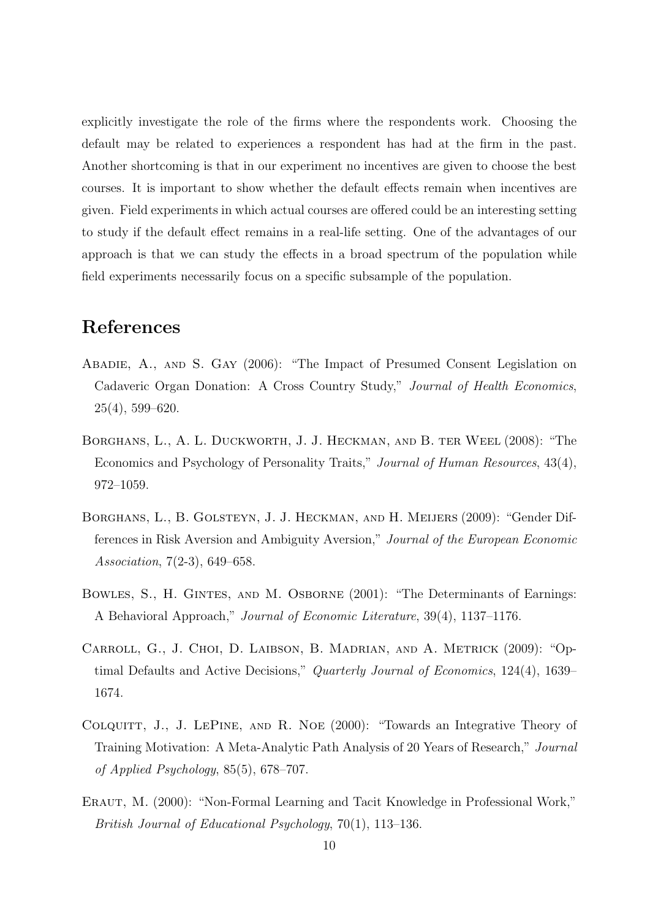explicitly investigate the role of the firms where the respondents work. Choosing the default may be related to experiences a respondent has had at the firm in the past. Another shortcoming is that in our experiment no incentives are given to choose the best courses. It is important to show whether the default effects remain when incentives are given. Field experiments in which actual courses are offered could be an interesting setting to study if the default effect remains in a real-life setting. One of the advantages of our approach is that we can study the effects in a broad spectrum of the population while field experiments necessarily focus on a specific subsample of the population.

# References

Abadie, A., and S. Gay (2006): "The Impact of Presumed Consent Legislation on Cadaveric Organ Donation: A Cross Country Study," *Journal of Health Economics*, 25(4), 599–620.

Borghans, L., A. L. Duckworth, J. J. Heckman, and B. ter Weel (2008): "The Economics and Psychology of Personality Traits," *Journal of Human Resources*, 43(4), 972–1059.

Borghans, L., B. Golsteyn, J. J. Heckman, and H. Meijers (2009): "Gender Differences in Risk Aversion and Ambiguity Aversion," *Journal of the European Economic Association*, 7(2-3), 649–658.

Bowles, S., H. Gintes, and M. Osborne (2001): "The Determinants of Earnings: A Behavioral Approach," *Journal of Economic Literature*, 39(4), 1137–1176.

Carroll, G., J. Choi, D. Laibson, B. Madrian, and A. Metrick (2009): "Optimal Defaults and Active Decisions," *Quarterly Journal of Economics*, 124(4), 1639–1674.

Colquitt, J., J. LePine, and R. Noe (2000): "Towards an Integrative Theory of Training Motivation: A Meta-Analytic Path Analysis of 20 Years of Research," *Journal of Applied Psychology*, 85(5), 678–707.

Eraut, M. (2000): "Non-Formal Learning and Tacit Knowledge in Professional Work," *British Journal of Educational Psychology*, 70(1), 113–136.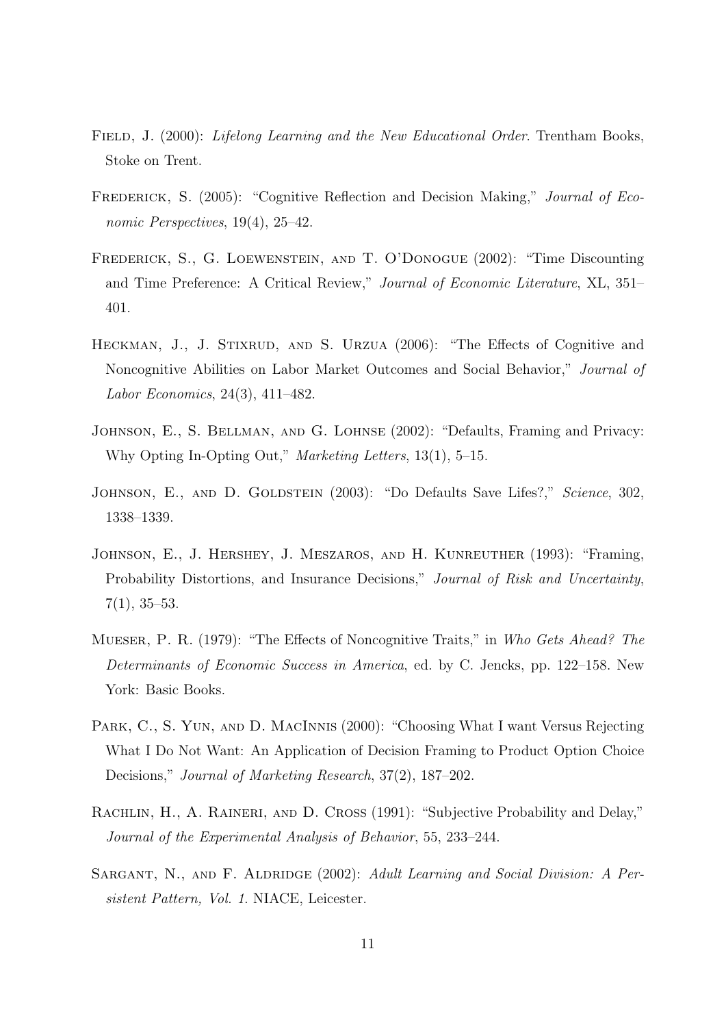Field, J. (2000): *Lifelong Learning and the New Educational Order*. Trentham Books, Stoke on Trent.

Frederick, S. (2005): "Cognitive Reflection and Decision Making," *Journal of Economic Perspectives*, 19(4), 25–42.

Frederick, S., G. Loewenstein, and T. O'Donogue (2002): "Time Discounting and Time Preference: A Critical Review," *Journal of Economic Literature*, XL, 351–401.

Heckman, J., J. Stixrud, and S. Urzua (2006): "The Effects of Cognitive and Noncognitive Abilities on Labor Market Outcomes and Social Behavior," *Journal of Labor Economics*, 24(3), 411–482.

Johnson, E., S. Bellman, and G. Lohnse (2002): "Defaults, Framing and Privacy: Why Opting In-Opting Out," *Marketing Letters*, 13(1), 5–15.

Johnson, E., and D. Goldstein (2003): "Do Defaults Save Lifes?," *Science*, 302, 1338–1339.

Johnson, E., J. Hershey, J. Meszaros, and H. Kunreuther (1993): "Framing, Probability Distortions, and Insurance Decisions," *Journal of Risk and Uncertainty*, 7(1), 35–53.

Mueser, P. R. (1979): "The Effects of Noncognitive Traits," in *Who Gets Ahead? The Determinants of Economic Success in America*, ed. by C. Jencks, pp. 122–158. New York: Basic Books.

Park, C., S. Yun, and D. MacInnis (2000): "Choosing What I want Versus Rejecting What I Do Not Want: An Application of Decision Framing to Product Option Choice Decisions," *Journal of Marketing Research*, 37(2), 187–202.

Rachlin, H., A. Raineri, and D. Cross (1991): "Subjective Probability and Delay," *Journal of the Experimental Analysis of Behavior*, 55, 233–244.

Sargant, N., and F. Aldridge (2002): *Adult Learning and Social Division: A Persistent Pattern, Vol. 1*. NIACE, Leicester.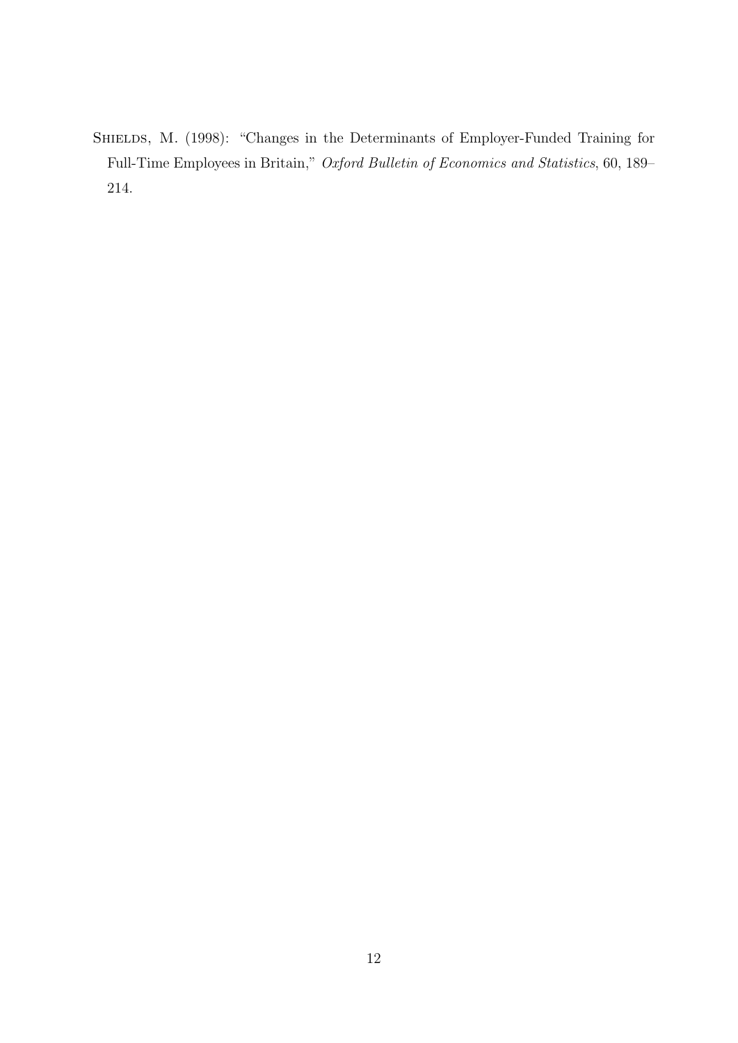Shields, M. (1998): "Changes in the Determinants of Employer-Funded Training for Full-Time Employees in Britain," *Oxford Bulletin of Economics and Statistics*, 60, 189–214.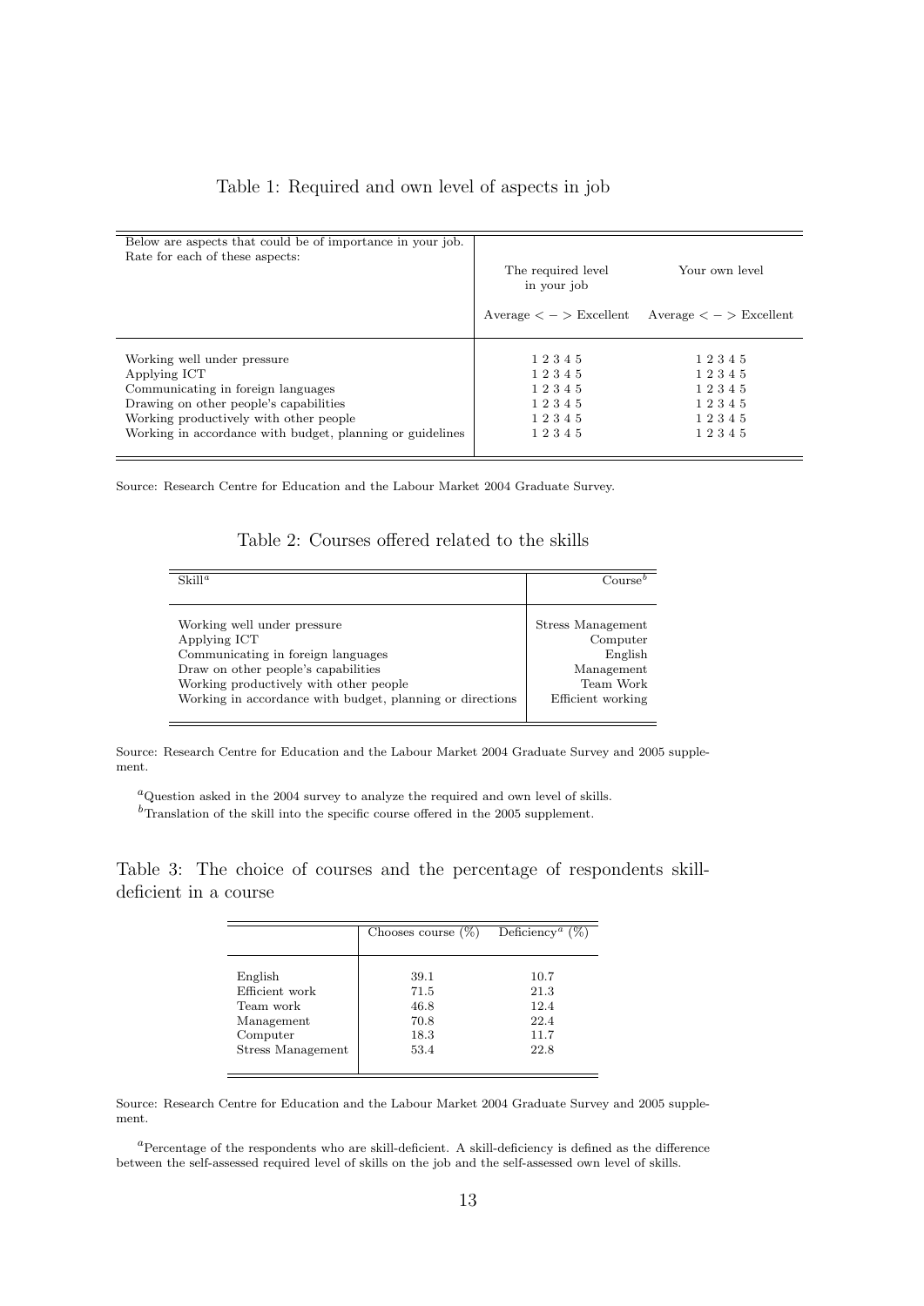Table 1: Required and own level of aspects in job

| Below are aspects that could be of importance in your job. Rate for each of these aspects: | The required level in your job | Your own level |
|---|---|---|
| | Average < − > Excellent | Average < − > Excellent |
| Working well under pressure | 1 2 3 4 5 | 1 2 3 4 5 |
| Applying ICT | 1 2 3 4 5 | 1 2 3 4 5 |
| Communicating in foreign languages | 1 2 3 4 5 | 1 2 3 4 5 |
| Drawing on other people's capabilities | 1 2 3 4 5 | 1 2 3 4 5 |
| Working productively with other people | 1 2 3 4 5 | 1 2 3 4 5 |
| Working in accordance with budget, planning or guidelines | 1 2 3 4 5 | 1 2 3 4 5 |

Source: Research Centre for Education and the Labour Market 2004 Graduate Survey.

Table 2: Courses offered related to the skills

| Skill[a] | Course[b] |
|---|---|
| Working well under pressure | Stress Management |
| Applying ICT | Computer |
| Communicating in foreign languages | English |
| Draw on other people's capabilities | Management |
| Working productively with other people | Team Work |
| Working in accordance with budget, planning or directions | Efficient working |

Source: Research Centre for Education and the Labour Market 2004 Graduate Survey and 2005 supplement.

[a]Question asked in the 2004 survey to analyze the required and own level of skills.

[b]Translation of the skill into the specific course offered in the 2005 supplement.

Table 3: The choice of courses and the percentage of respondents skill-deficient in a course

| | Chooses course (%) | Deficiency[a] (%) |
|---|---|---|
| English | 39.1 | 10.7 |
| Efficient work | 71.5 | 21.3 |
| Team work | 46.8 | 12.4 |
| Management | 70.8 | 22.4 |
| Computer | 18.3 | 11.7 |
| Stress Management | 53.4 | 22.8 |

Source: Research Centre for Education and the Labour Market 2004 Graduate Survey and 2005 supplement.

[a]Percentage of the respondents who are skill-deficient. A skill-deficiency is defined as the difference between the self-assessed required level of skills on the job and the self-assessed own level of skills.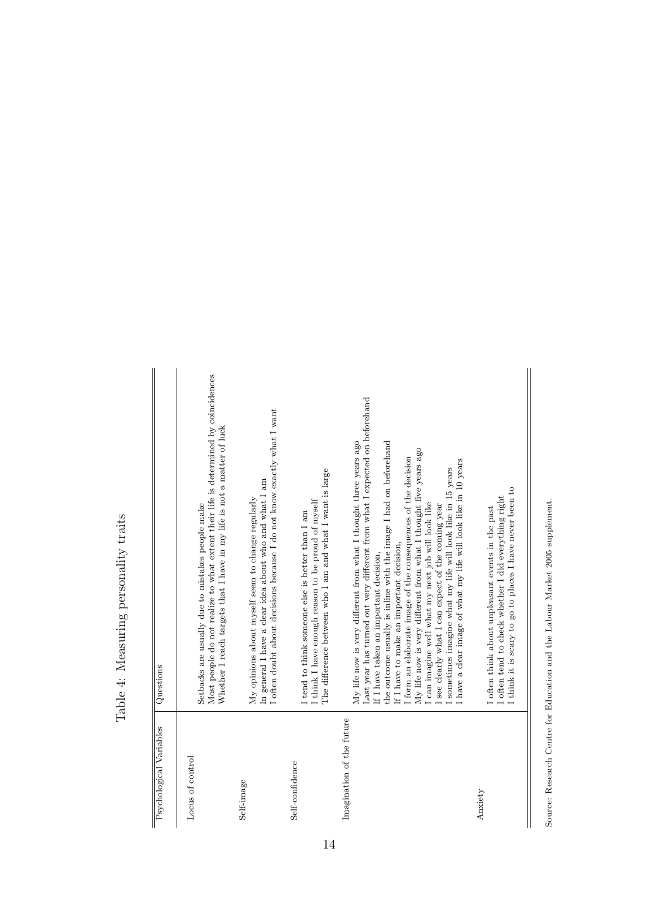Table 4: Measuring personality traits

| Psychological Variables | Questions |
|---|---|
| Locus of control | Setbacks are usually due to mistakes people make |
| | Most people do not realize to what extent their life is determined by coincidences |
| | Whether I reach targets that I have in my life is not a matter of luck |
| Self-image | My opinions about myself seem to change regularly |
| | In general I have a clear idea about who and what I am |
| | I often doubt about decisions because I do not know exactly what I want |
| Self-confidence | I tend to think someone else is better than I am |
| | I think I have enough reason to be proud of myself |
| | The difference between who I am and what I want is large |
| Imagination of the future | My life now is very different from what I thought three years ago |
| | Last year has turned out very different from what I expected on beforehand |
| | If I have taken an important decision, the outcome usually is inline with the image I had on beforehand |
| | If I have to make an important decision, I form an elaborate image of the consequences of the decision |
| | My life now is very different from what I thought five years ago |
| | I can imagine well what my next job will look like |
| | I see clearly what I can expect of the coming year |
| | I sometimes imagine what my life will look like in 15 years |
| | I have a clear image of what my life will look like in 10 years |
| Anxiety | I often think about unpleasant events in the past |
| | I often tend to check whether I did everything right |
| | I think it is scary to go to places I have never been to |

Source: Research Centre for Education and the Labour Market 2005 supplement.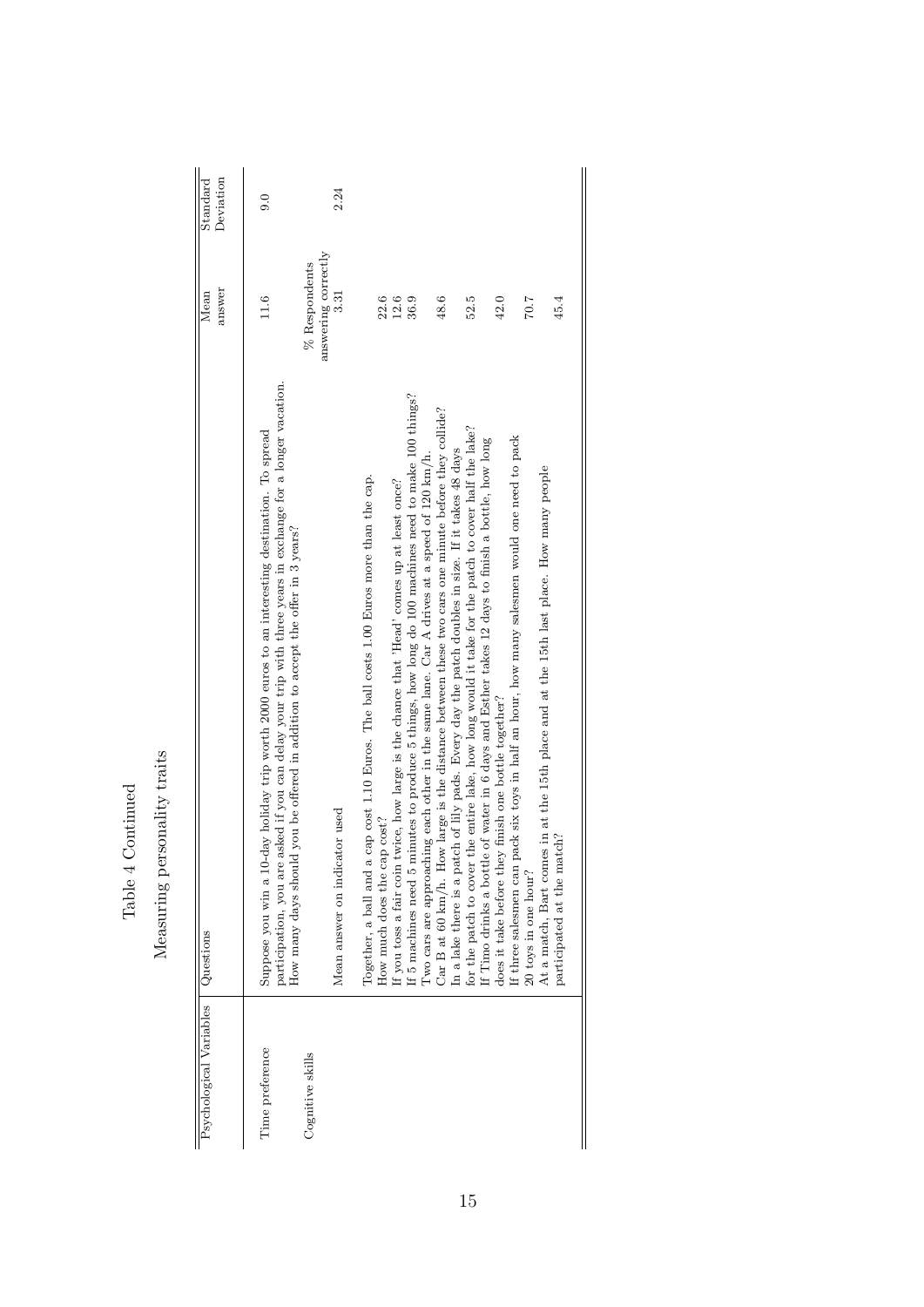# Table 4 Continued

## Measuring personality traits

| Psychological Variables | Questions | Mean answer | Standard Deviation |
|---|---|---|---|
| Time preference | Suppose you win a 10-day holiday trip worth 2000 euros to an interesting destination. To spread participation, you are asked if you can delay your trip with three years in exchange for a longer vacation. How many days should you be offered in addition to accept the offer in 3 years? | 11.6 | 9.0 |
| Cognitive skills | | % Respondents answering correctly | |
| | Mean answer on indicator used | 3.31 | 2.24 |
| | Together, a ball and a cap cost 1.10 Euros. The ball costs 1.00 Euros more than the cap. How much does the cap cost? | 22.6 | |
| | If you toss a fair coin twice, how large is the chance that 'Head' comes up at least once? | 12.6 | |
| | If 5 machines need 5 minutes to produce 5 things, how long do 100 machines need to make 100 things? | 36.9 | |
| | Two cars are approaching each other in the same lane. Car A drives at a speed of 120 km/h. Car B at 60 km/h. How large is the distance between these two cars one minute before they collide? | 48.6 | |
| | In a lake there is a patch of lily pads. Every day the patch doubles in size. If it takes 48 days for the patch to cover the entire lake, how long would it take for the patch to cover half the lake? | 52.5 | |
| | If Timo drinks a bottle of water in 6 days and Esther takes 12 days to finish a bottle, how long does it take before they finish one bottle together? | 42.0 | |
| | If three salesmen can pack six toys in half an hour, how many salesmen would one need to pack 20 toys in one hour? | 70.7 | |
| | At a match, Bart comes in at the 15th place and at the 15th last place. How many people participated at the match? | 45.4 | |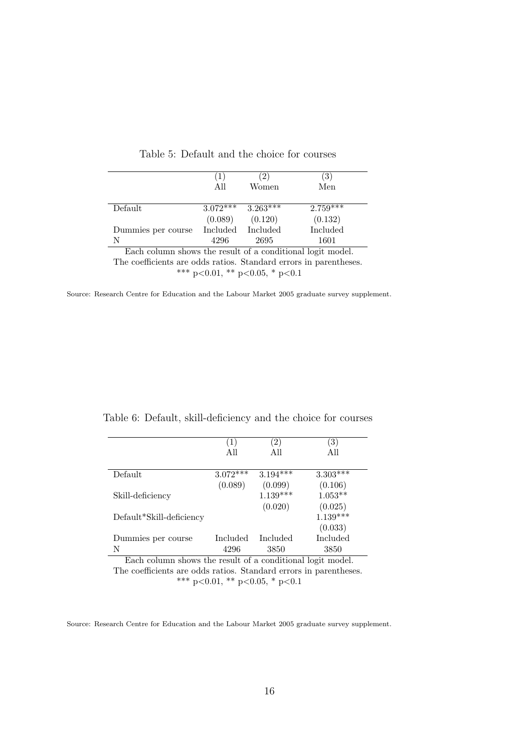Table 5: Default and the choice for courses

| | (1) | (2) | (3) |
|---|---|---|---|
| | All | Women | Men |
| Default | 3.072*** | 3.263*** | 2.759*** |
| | (0.089) | (0.120) | (0.132) |
| Dummies per course | Included | Included | Included |
| N | 4296 | 2695 | 1601 |

Each column shows the result of a conditional logit model.
The coefficients are odds ratios. Standard errors in parentheses.
*** $p<0.01$, ** $p<0.05$, * $p<0.1$

Source: Research Centre for Education and the Labour Market 2005 graduate survey supplement.

Table 6: Default, skill-deficiency and the choice for courses

| | (1) | (2) | (3) |
|---|---|---|---|
| | All | All | All |
| Default | 3.072*** | 3.194*** | 3.303*** |
| | (0.089) | (0.099) | (0.106) |
| Skill-deficiency | | 1.139*** | 1.053** |
| | | (0.020) | (0.025) |
| Default*Skill-deficiency | | | 1.139*** |
| | | | (0.033) |
| Dummies per course | Included | Included | Included |
| N | 4296 | 3850 | 3850 |

Each column shows the result of a conditional logit model.
The coefficients are odds ratios. Standard errors in parentheses.
*** $p<0.01$, ** $p<0.05$, * $p<0.1$

Source: Research Centre for Education and the Labour Market 2005 graduate survey supplement.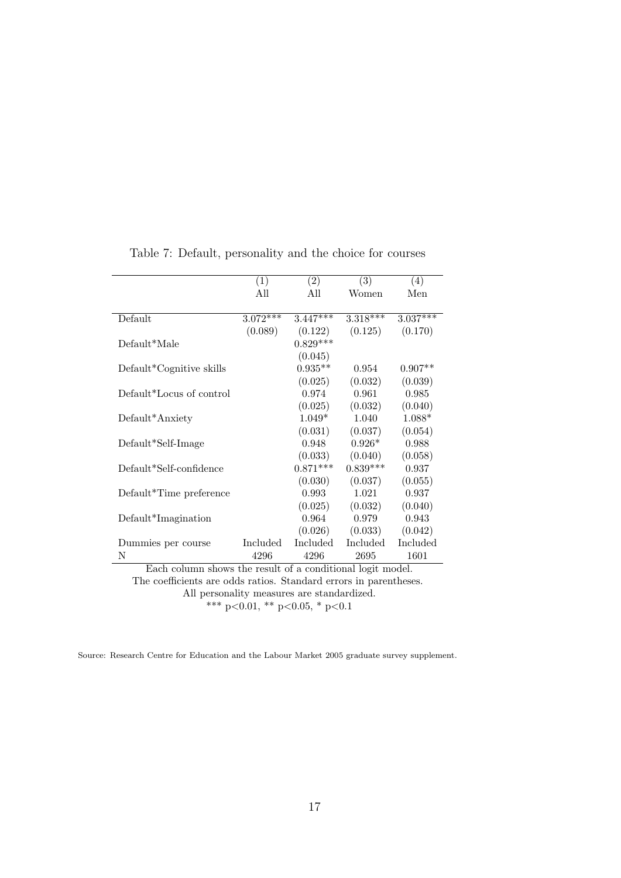Table 7: Default, personality and the choice for courses

| | (1) | (2) | (3) | (4) |
|---|---|---|---|---|
| | All | All | Women | Men |
| Default | 3.072*** | 3.447*** | 3.318*** | 3.037*** |
| | (0.089) | (0.122) | (0.125) | (0.170) |
| Default*Male | | 0.829*** | | |
| | | (0.045) | | |
| Default*Cognitive skills | | 0.935** | 0.954 | 0.907** |
| | | (0.025) | (0.032) | (0.039) |
| Default*Locus of control | | 0.974 | 0.961 | 0.985 |
| | | (0.025) | (0.032) | (0.040) |
| Default*Anxiety | | 1.049* | 1.040 | 1.088* |
| | | (0.031) | (0.037) | (0.054) |
| Default*Self-Image | | 0.948 | 0.926* | 0.988 |
| | | (0.033) | (0.040) | (0.058) |
| Default*Self-confidence | | 0.871*** | 0.839*** | 0.937 |
| | | (0.030) | (0.037) | (0.055) |
| Default*Time preference | | 0.993 | 1.021 | 0.937 |
| | | (0.025) | (0.032) | (0.040) |
| Default*Imagination | | 0.964 | 0.979 | 0.943 |
| | | (0.026) | (0.033) | (0.042) |
| Dummies per course | Included | Included | Included | Included |
| N | 4296 | 4296 | 2695 | 1601 |

Each column shows the result of a conditional logit model.
The coefficients are odds ratios. Standard errors in parentheses.
All personality measures are standardized.
*** $p<0.01$, ** $p<0.05$, * $p<0.1$

Source: Research Centre for Education and the Labour Market 2005 graduate survey supplement.